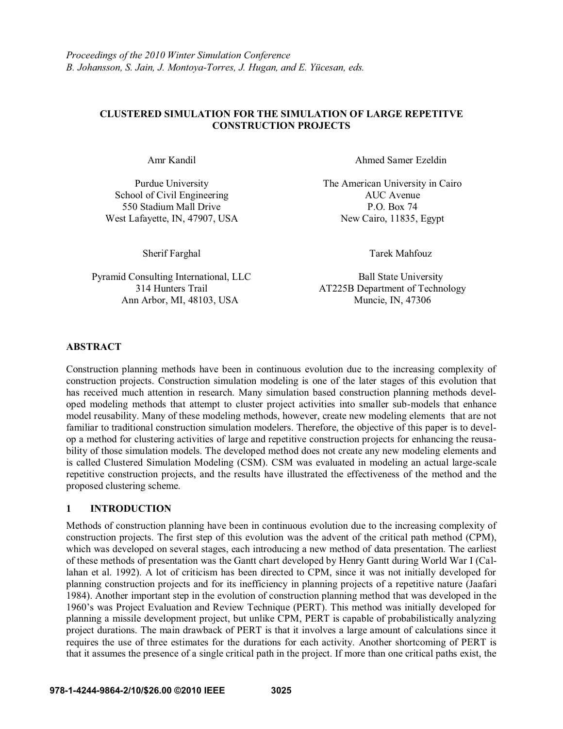*Proceedings of the 2010 Winter Simulation Conference*
*B. Johansson, S. Jain, J. Montoya-Torres, J. Hugan, and E. Yücesan, eds.*

# CLUSTERED SIMULATION FOR THE SIMULATION OF LARGE REPETITVE CONSTRUCTION PROJECTS

Amr Kandil

Purdue University
School of Civil Engineering
550 Stadium Mall Drive
West Lafayette, IN, 47907, USA

Ahmed Samer Ezeldin

The American University in Cairo
AUC Avenue
P.O. Box 74
New Cairo, 11835, Egypt

Sherif Farghal

Pyramid Consulting International, LLC
314 Hunters Trail
Ann Arbor, MI, 48103, USA

Tarek Mahfouz

Ball State University
AT225B Department of Technology
Muncie, IN, 47306

## ABSTRACT

Construction planning methods have been in continuous evolution due to the increasing complexity of construction projects. Construction simulation modeling is one of the later stages of this evolution that has received much attention in research. Many simulation based construction planning methods developed modeling methods that attempt to cluster project activities into smaller sub-models that enhance model reusability. Many of these modeling methods, however, create new modeling elements that are not familiar to traditional construction simulation modelers. Therefore, the objective of this paper is to develop a method for clustering activities of large and repetitive construction projects for enhancing the reusability of those simulation models. The developed method does not create any new modeling elements and is called Clustered Simulation Modeling (CSM). CSM was evaluated in modeling an actual large-scale repetitive construction projects, and the results have illustrated the effectiveness of the method and the proposed clustering scheme.

## 1 INTRODUCTION

Methods of construction planning have been in continuous evolution due to the increasing complexity of construction projects. The first step of this evolution was the advent of the critical path method (CPM), which was developed on several stages, each introducing a new method of data presentation. The earliest of these methods of presentation was the Gantt chart developed by Henry Gantt during World War I (Callahan et al. 1992). A lot of criticism has been directed to CPM, since it was not initially developed for planning construction projects and for its inefficiency in planning projects of a repetitive nature (Jaafari 1984). Another important step in the evolution of construction planning method that was developed in the 1960's was Project Evaluation and Review Technique (PERT). This method was initially developed for planning a missile development project, but unlike CPM, PERT is capable of probabilistically analyzing project durations. The main drawback of PERT is that it involves a large amount of calculations since it requires the use of three estimates for the durations for each activity. Another shortcoming of PERT is that it assumes the presence of a single critical path in the project. If more than one critical paths exist, the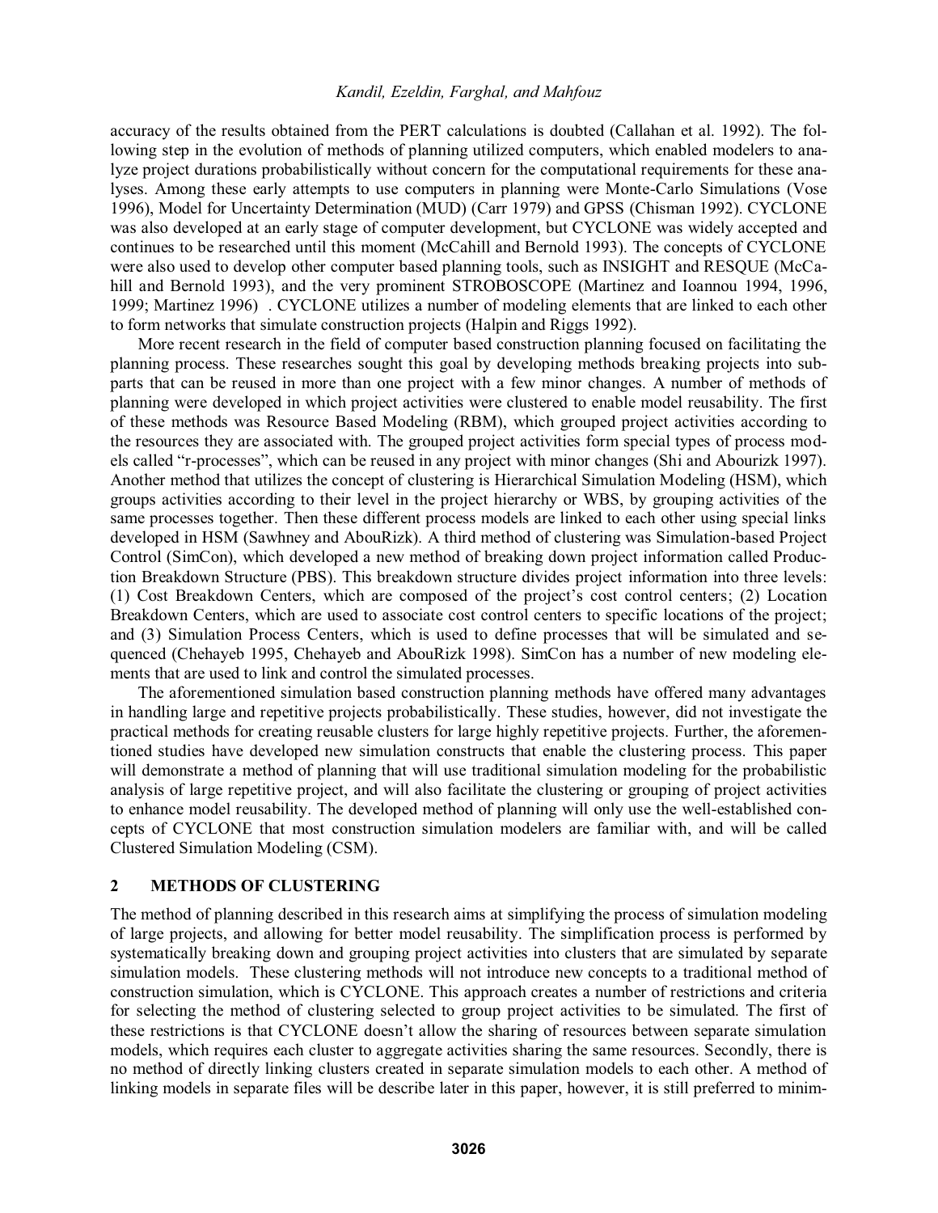accuracy of the results obtained from the PERT calculations is doubted (Callahan et al. 1992). The following step in the evolution of methods of planning utilized computers, which enabled modelers to analyze project durations probabilistically without concern for the computational requirements for these analyses. Among these early attempts to use computers in planning were Monte-Carlo Simulations (Vose 1996), Model for Uncertainty Determination (MUD) (Carr 1979) and GPSS (Chisman 1992). CYCLONE was also developed at an early stage of computer development, but CYCLONE was widely accepted and continues to be researched until this moment (McCahill and Bernold 1993). The concepts of CYCLONE were also used to develop other computer based planning tools, such as INSIGHT and RESQUE (McCahill and Bernold 1993), and the very prominent STROBOSCOPE (Martinez and Ioannou 1994, 1996, 1999; Martinez 1996) . CYCLONE utilizes a number of modeling elements that are linked to each other to form networks that simulate construction projects (Halpin and Riggs 1992).

More recent research in the field of computer based construction planning focused on facilitating the planning process. These researches sought this goal by developing methods breaking projects into subparts that can be reused in more than one project with a few minor changes. A number of methods of planning were developed in which project activities were clustered to enable model reusability. The first of these methods was Resource Based Modeling (RBM), which grouped project activities according to the resources they are associated with. The grouped project activities form special types of process models called "r-processes", which can be reused in any project with minor changes (Shi and Abourizk 1997). Another method that utilizes the concept of clustering is Hierarchical Simulation Modeling (HSM), which groups activities according to their level in the project hierarchy or WBS, by grouping activities of the same processes together. Then these different process models are linked to each other using special links developed in HSM (Sawhney and AbouRizk). A third method of clustering was Simulation-based Project Control (SimCon), which developed a new method of breaking down project information called Production Breakdown Structure (PBS). This breakdown structure divides project information into three levels: (1) Cost Breakdown Centers, which are composed of the project's cost control centers; (2) Location Breakdown Centers, which are used to associate cost control centers to specific locations of the project; and (3) Simulation Process Centers, which is used to define processes that will be simulated and sequenced (Chehayeb 1995, Chehayeb and AbouRizk 1998). SimCon has a number of new modeling elements that are used to link and control the simulated processes.

The aforementioned simulation based construction planning methods have offered many advantages in handling large and repetitive projects probabilistically. These studies, however, did not investigate the practical methods for creating reusable clusters for large highly repetitive projects. Further, the aforementioned studies have developed new simulation constructs that enable the clustering process. This paper will demonstrate a method of planning that will use traditional simulation modeling for the probabilistic analysis of large repetitive project, and will also facilitate the clustering or grouping of project activities to enhance model reusability. The developed method of planning will only use the well-established concepts of CYCLONE that most construction simulation modelers are familiar with, and will be called Clustered Simulation Modeling (CSM).

## 2 METHODS OF CLUSTERING

The method of planning described in this research aims at simplifying the process of simulation modeling of large projects, and allowing for better model reusability. The simplification process is performed by systematically breaking down and grouping project activities into clusters that are simulated by separate simulation models. These clustering methods will not introduce new concepts to a traditional method of construction simulation, which is CYCLONE. This approach creates a number of restrictions and criteria for selecting the method of clustering selected to group project activities to be simulated. The first of these restrictions is that CYCLONE doesn't allow the sharing of resources between separate simulation models, which requires each cluster to aggregate activities sharing the same resources. Secondly, there is no method of directly linking clusters created in separate simulation models to each other. A method of linking models in separate files will be describe later in this paper, however, it is still preferred to minim-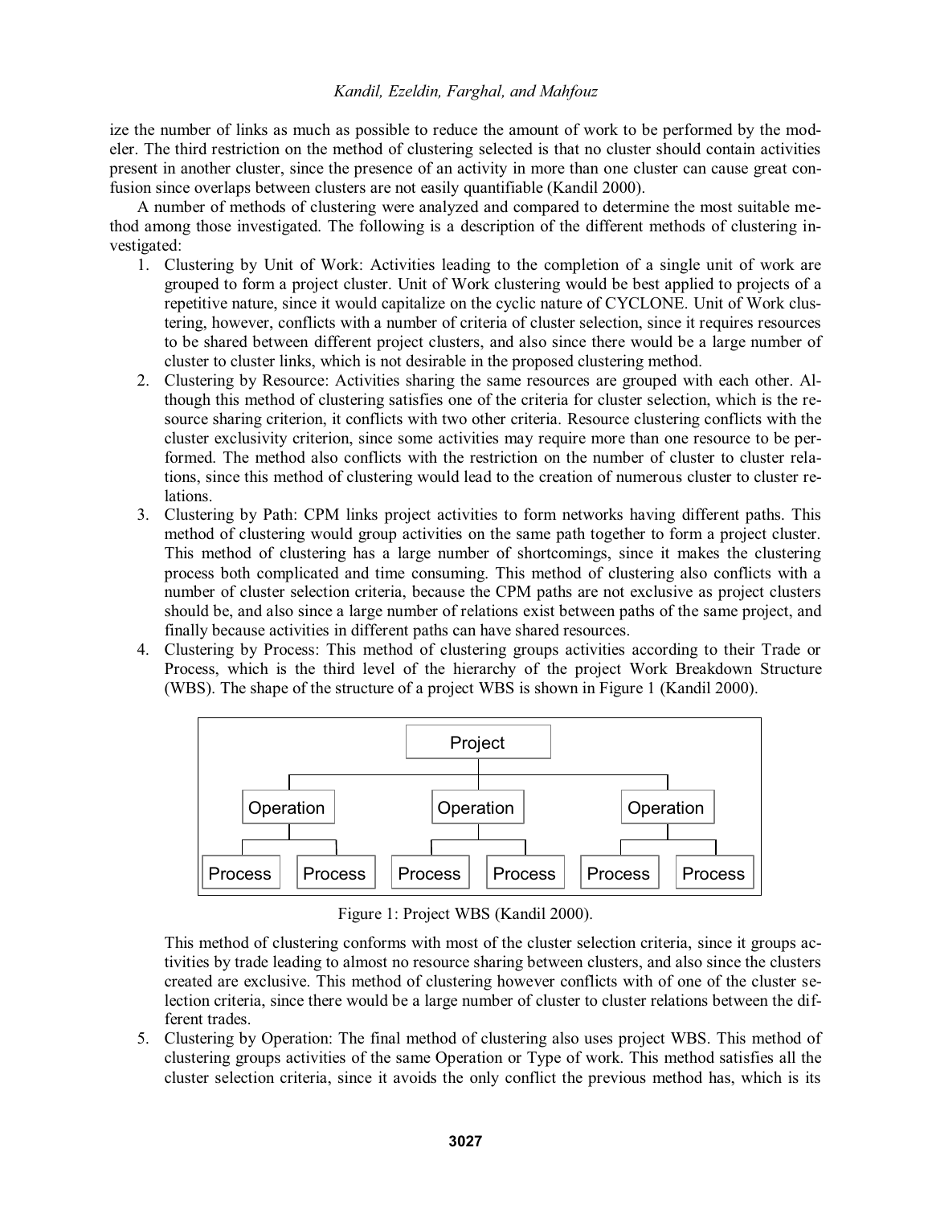ize the number of links as much as possible to reduce the amount of work to be performed by the modeler. The third restriction on the method of clustering selected is that no cluster should contain activities present in another cluster, since the presence of an activity in more than one cluster can cause great confusion since overlaps between clusters are not easily quantifiable (Kandil 2000).

A number of methods of clustering were analyzed and compared to determine the most suitable method among those investigated. The following is a description of the different methods of clustering investigated:

1. Clustering by Unit of Work: Activities leading to the completion of a single unit of work are grouped to form a project cluster. Unit of Work clustering would be best applied to projects of a repetitive nature, since it would capitalize on the cyclic nature of CYCLONE. Unit of Work clustering, however, conflicts with a number of criteria of cluster selection, since it requires resources to be shared between different project clusters, and also since there would be a large number of cluster to cluster links, which is not desirable in the proposed clustering method.
2. Clustering by Resource: Activities sharing the same resources are grouped with each other. Although this method of clustering satisfies one of the criteria for cluster selection, which is the resource sharing criterion, it conflicts with two other criteria. Resource clustering conflicts with the cluster exclusivity criterion, since some activities may require more than one resource to be performed. The method also conflicts with the restriction on the number of cluster to cluster relations, since this method of clustering would lead to the creation of numerous cluster to cluster relations.
3. Clustering by Path: CPM links project activities to form networks having different paths. This method of clustering would group activities on the same path together to form a project cluster. This method of clustering has a large number of shortcomings, since it makes the clustering process both complicated and time consuming. This method of clustering also conflicts with a number of cluster selection criteria, because the CPM paths are not exclusive as project clusters should be, and also since a large number of relations exist between paths of the same project, and finally because activities in different paths can have shared resources.
4. Clustering by Process: This method of clustering groups activities according to their Trade or Process, which is the third level of the hierarchy of the project Work Breakdown Structure (WBS). The shape of the structure of a project WBS is shown in Figure 1 (Kandil 2000).

```
                              Project
          ┌──────────────────────┼──────────────────────┐
      Operation              Operation              Operation
     ┌────┴────┐            ┌────┴────┐            ┌────┴────┐
  Process   Process      Process   Process      Process   Process
```

Figure 1: Project WBS (Kandil 2000).

   This method of clustering conforms with most of the cluster selection criteria, since it groups activities by trade leading to almost no resource sharing between clusters, and also since the clusters created are exclusive. This method of clustering however conflicts with of one of the cluster selection criteria, since there would be a large number of cluster to cluster relations between the different trades.
5. Clustering by Operation: The final method of clustering also uses project WBS. This method of clustering groups activities of the same Operation or Type of work. This method satisfies all the cluster selection criteria, since it avoids the only conflict the previous method has, which is its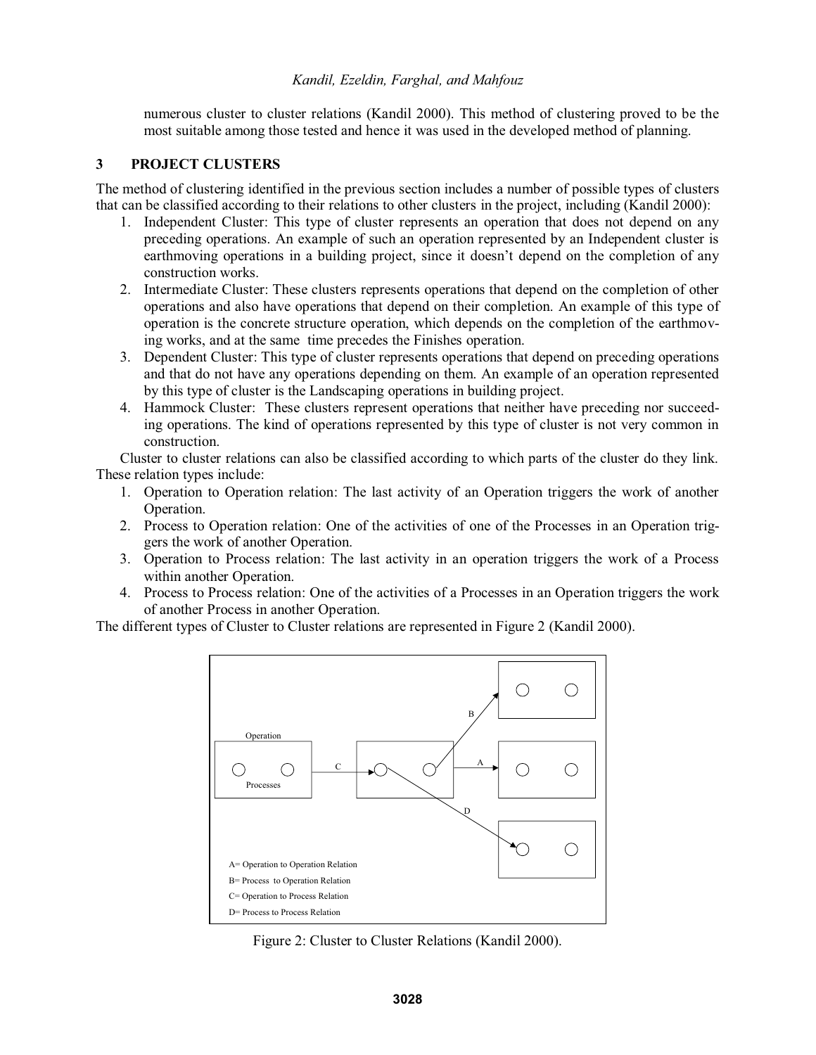numerous cluster to cluster relations (Kandil 2000). This method of clustering proved to be the most suitable among those tested and hence it was used in the developed method of planning.

## 3 PROJECT CLUSTERS

The method of clustering identified in the previous section includes a number of possible types of clusters that can be classified according to their relations to other clusters in the project, including (Kandil 2000):

1. Independent Cluster: This type of cluster represents an operation that does not depend on any preceding operations. An example of such an operation represented by an Independent cluster is earthmoving operations in a building project, since it doesn't depend on the completion of any construction works.
2. Intermediate Cluster: These clusters represents operations that depend on the completion of other operations and also have operations that depend on their completion. An example of this type of operation is the concrete structure operation, which depends on the completion of the earthmoving works, and at the same time precedes the Finishes operation.
3. Dependent Cluster: This type of cluster represents operations that depend on preceding operations and that do not have any operations depending on them. An example of an operation represented by this type of cluster is the Landscaping operations in building project.
4. Hammock Cluster: These clusters represent operations that neither have preceding nor succeeding operations. The kind of operations represented by this type of cluster is not very common in construction.

Cluster to cluster relations can also be classified according to which parts of the cluster do they link. These relation types include:

1. Operation to Operation relation: The last activity of an Operation triggers the work of another Operation.
2. Process to Operation relation: One of the activities of one of the Processes in an Operation triggers the work of another Operation.
3. Operation to Process relation: The last activity in an operation triggers the work of a Process within another Operation.
4. Process to Process relation: One of the activities of a Processes in an Operation triggers the work of another Process in another Operation.

The different types of Cluster to Cluster relations are represented in Figure 2 (Kandil 2000).

Operation

Processes

A= Operation to Operation Relation

B= Process to Operation Relation

C= Operation to Process Relation

D= Process to Process Relation

Figure 2: Cluster to Cluster Relations (Kandil 2000).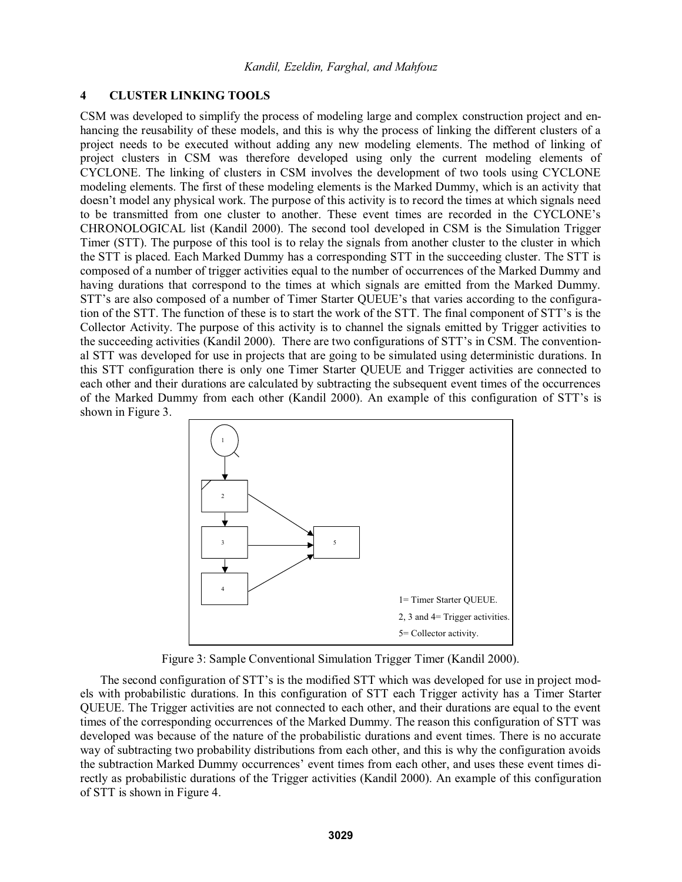## 4 CLUSTER LINKING TOOLS

CSM was developed to simplify the process of modeling large and complex construction project and enhancing the reusability of these models, and this is why the process of linking the different clusters of a project needs to be executed without adding any new modeling elements. The method of linking of project clusters in CSM was therefore developed using only the current modeling elements of CYCLONE. The linking of clusters in CSM involves the development of two tools using CYCLONE modeling elements. The first of these modeling elements is the Marked Dummy, which is an activity that doesn't model any physical work. The purpose of this activity is to record the times at which signals need to be transmitted from one cluster to another. These event times are recorded in the CYCLONE's CHRONOLOGICAL list (Kandil 2000). The second tool developed in CSM is the Simulation Trigger Timer (STT). The purpose of this tool is to relay the signals from another cluster to the cluster in which the STT is placed. Each Marked Dummy has a corresponding STT in the succeeding cluster. The STT is composed of a number of trigger activities equal to the number of occurrences of the Marked Dummy and having durations that correspond to the times at which signals are emitted from the Marked Dummy. STT's are also composed of a number of Timer Starter QUEUE's that varies according to the configuration of the STT. The function of these is to start the work of the STT. The final component of STT's is the Collector Activity. The purpose of this activity is to channel the signals emitted by Trigger activities to the succeeding activities (Kandil 2000). There are two configurations of STT's in CSM. The conventional STT was developed for use in projects that are going to be simulated using deterministic durations. In this STT configuration there is only one Timer Starter QUEUE and Trigger activities are connected to each other and their durations are calculated by subtracting the subsequent event times of the occurrences of the Marked Dummy from each other (Kandil 2000). An example of this configuration of STT's is shown in Figure 3.

1= Timer Starter QUEUE.

2, 3 and 4= Trigger activities.

5= Collector activity.

Figure 3: Sample Conventional Simulation Trigger Timer (Kandil 2000).

The second configuration of STT's is the modified STT which was developed for use in project models with probabilistic durations. In this configuration of STT each Trigger activity has a Timer Starter QUEUE. The Trigger activities are not connected to each other, and their durations are equal to the event times of the corresponding occurrences of the Marked Dummy. The reason this configuration of STT was developed was because of the nature of the probabilistic durations and event times. There is no accurate way of subtracting two probability distributions from each other, and this is why the configuration avoids the subtraction Marked Dummy occurrences' event times from each other, and uses these event times directly as probabilistic durations of the Trigger activities (Kandil 2000). An example of this configuration of STT is shown in Figure 4.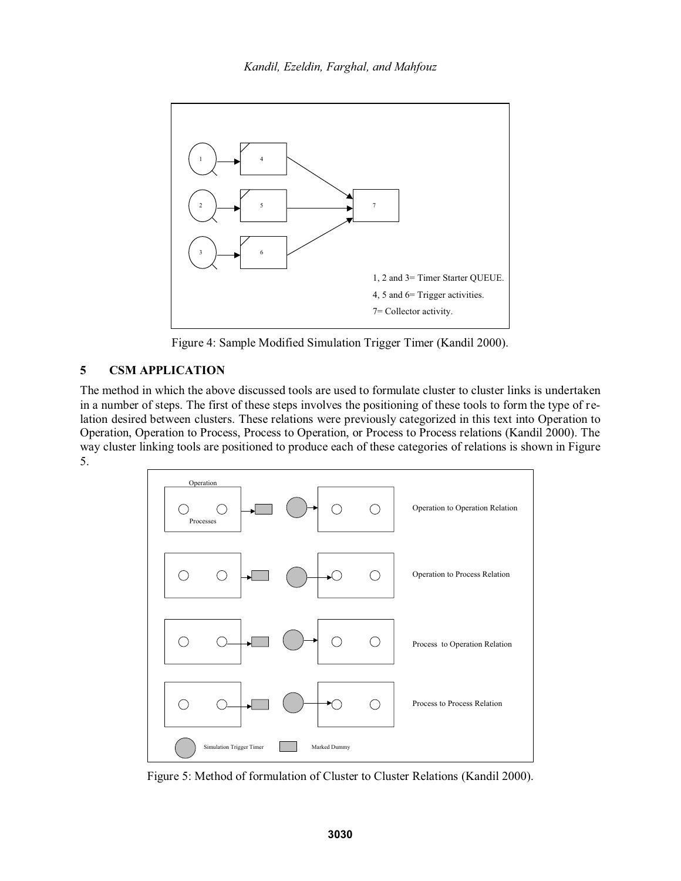Figure 4: Sample Modified Simulation Trigger Timer (Kandil 2000).

## 5 CSM APPLICATION

The method in which the above discussed tools are used to formulate cluster to cluster links is undertaken in a number of steps. The first of these steps involves the positioning of these tools to form the type of relation desired between clusters. These relations were previously categorized in this text into Operation to Operation, Operation to Process, Process to Operation, or Process to Process relations (Kandil 2000). The way cluster linking tools are positioned to produce each of these categories of relations is shown in Figure 5.

Figure 5: Method of formulation of Cluster to Cluster Relations (Kandil 2000).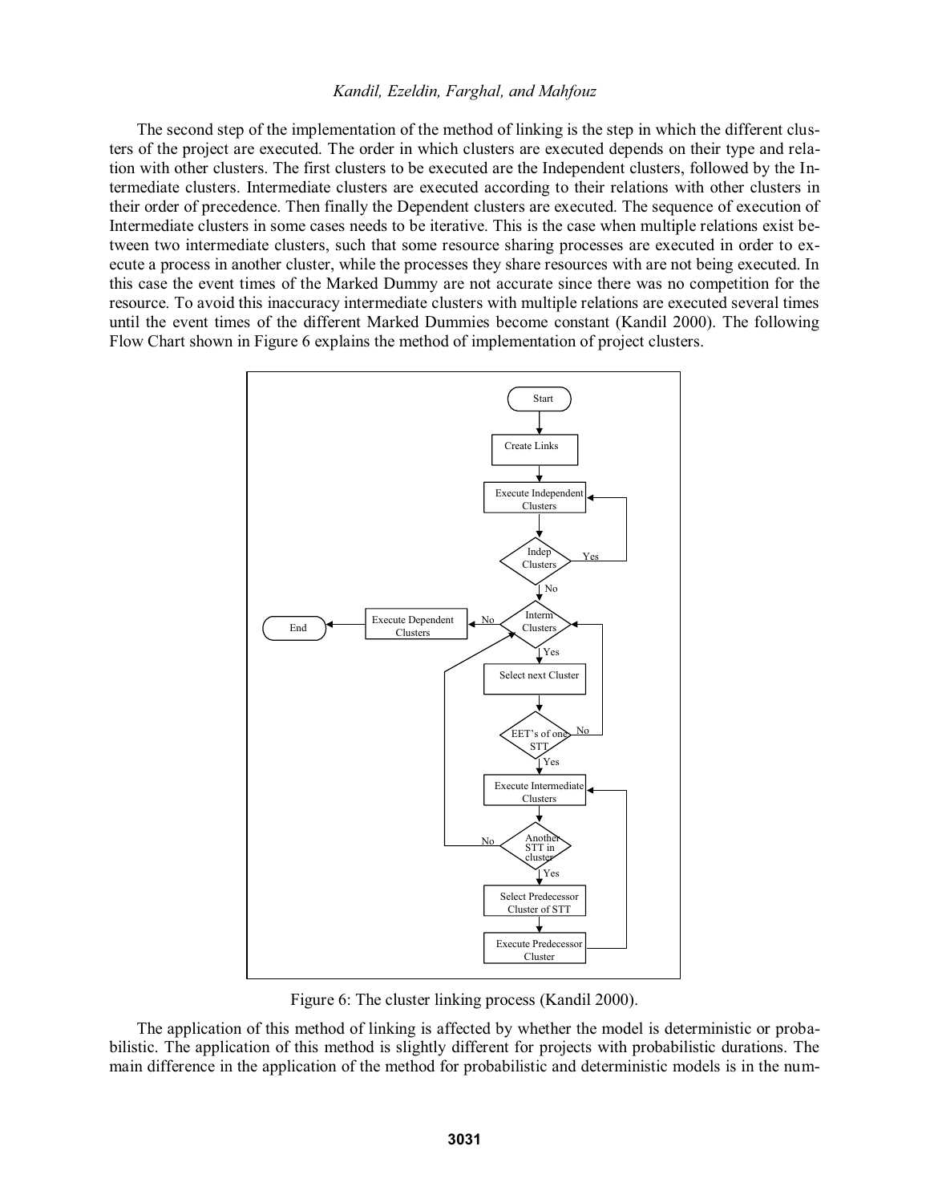The second step of the implementation of the method of linking is the step in which the different clusters of the project are executed. The order in which clusters are executed depends on their type and relation with other clusters. The first clusters to be executed are the Independent clusters, followed by the Intermediate clusters. Intermediate clusters are executed according to their relations with other clusters in their order of precedence. Then finally the Dependent clusters are executed. The sequence of execution of Intermediate clusters in some cases needs to be iterative. This is the case when multiple relations exist between two intermediate clusters, such that some resource sharing processes are executed in order to execute a process in another cluster, while the processes they share resources with are not being executed. In this case the event times of the Marked Dummy are not accurate since there was no competition for the resource. To avoid this inaccuracy intermediate clusters with multiple relations are executed several times until the event times of the different Marked Dummies become constant (Kandil 2000). The following Flow Chart shown in Figure 6 explains the method of implementation of project clusters.

Figure 6: The cluster linking process (Kandil 2000).

The application of this method of linking is affected by whether the model is deterministic or probabilistic. The application of this method is slightly different for projects with probabilistic durations. The main difference in the application of the method for probabilistic and deterministic models is in the num-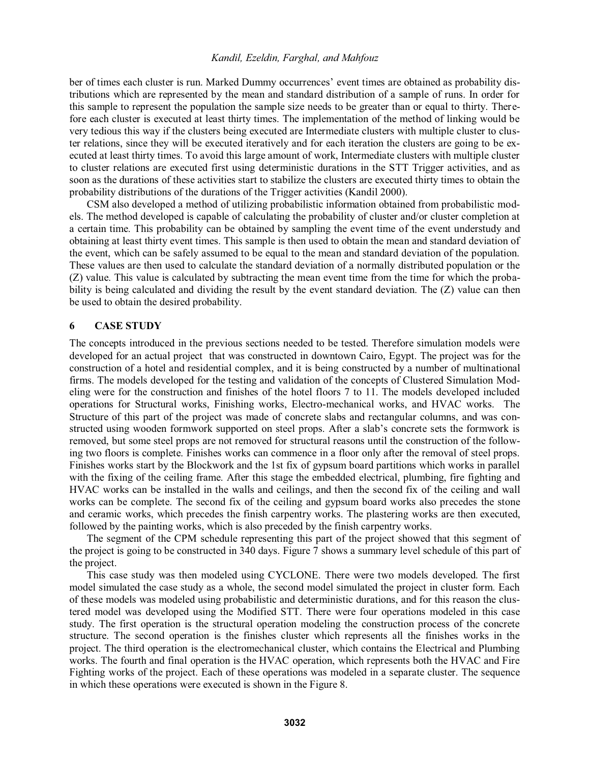ber of times each cluster is run. Marked Dummy occurrences' event times are obtained as probability distributions which are represented by the mean and standard distribution of a sample of runs. In order for this sample to represent the population the sample size needs to be greater than or equal to thirty. Therefore each cluster is executed at least thirty times. The implementation of the method of linking would be very tedious this way if the clusters being executed are Intermediate clusters with multiple cluster to cluster relations, since they will be executed iteratively and for each iteration the clusters are going to be executed at least thirty times. To avoid this large amount of work, Intermediate clusters with multiple cluster to cluster relations are executed first using deterministic durations in the STT Trigger activities, and as soon as the durations of these activities start to stabilize the clusters are executed thirty times to obtain the probability distributions of the durations of the Trigger activities (Kandil 2000).

CSM also developed a method of utilizing probabilistic information obtained from probabilistic models. The method developed is capable of calculating the probability of cluster and/or cluster completion at a certain time. This probability can be obtained by sampling the event time of the event understudy and obtaining at least thirty event times. This sample is then used to obtain the mean and standard deviation of the event, which can be safely assumed to be equal to the mean and standard deviation of the population. These values are then used to calculate the standard deviation of a normally distributed population or the (Z) value. This value is calculated by subtracting the mean event time from the time for which the probability is being calculated and dividing the result by the event standard deviation. The (Z) value can then be used to obtain the desired probability.

## 6 CASE STUDY

The concepts introduced in the previous sections needed to be tested. Therefore simulation models were developed for an actual project that was constructed in downtown Cairo, Egypt. The project was for the construction of a hotel and residential complex, and it is being constructed by a number of multinational firms. The models developed for the testing and validation of the concepts of Clustered Simulation Modeling were for the construction and finishes of the hotel floors 7 to 11. The models developed included operations for Structural works, Finishing works, Electro-mechanical works, and HVAC works. The Structure of this part of the project was made of concrete slabs and rectangular columns, and was constructed using wooden formwork supported on steel props. After a slab's concrete sets the formwork is removed, but some steel props are not removed for structural reasons until the construction of the following two floors is complete. Finishes works can commence in a floor only after the removal of steel props. Finishes works start by the Blockwork and the 1st fix of gypsum board partitions which works in parallel with the fixing of the ceiling frame. After this stage the embedded electrical, plumbing, fire fighting and HVAC works can be installed in the walls and ceilings, and then the second fix of the ceiling and wall works can be complete. The second fix of the ceiling and gypsum board works also precedes the stone and ceramic works, which precedes the finish carpentry works. The plastering works are then executed, followed by the painting works, which is also preceded by the finish carpentry works.

The segment of the CPM schedule representing this part of the project showed that this segment of the project is going to be constructed in 340 days. Figure 7 shows a summary level schedule of this part of the project.

This case study was then modeled using CYCLONE. There were two models developed. The first model simulated the case study as a whole, the second model simulated the project in cluster form. Each of these models was modeled using probabilistic and deterministic durations, and for this reason the clustered model was developed using the Modified STT. There were four operations modeled in this case study. The first operation is the structural operation modeling the construction process of the concrete structure. The second operation is the finishes cluster which represents all the finishes works in the project. The third operation is the electromechanical cluster, which contains the Electrical and Plumbing works. The fourth and final operation is the HVAC operation, which represents both the HVAC and Fire Fighting works of the project. Each of these operations was modeled in a separate cluster. The sequence in which these operations were executed is shown in the Figure 8.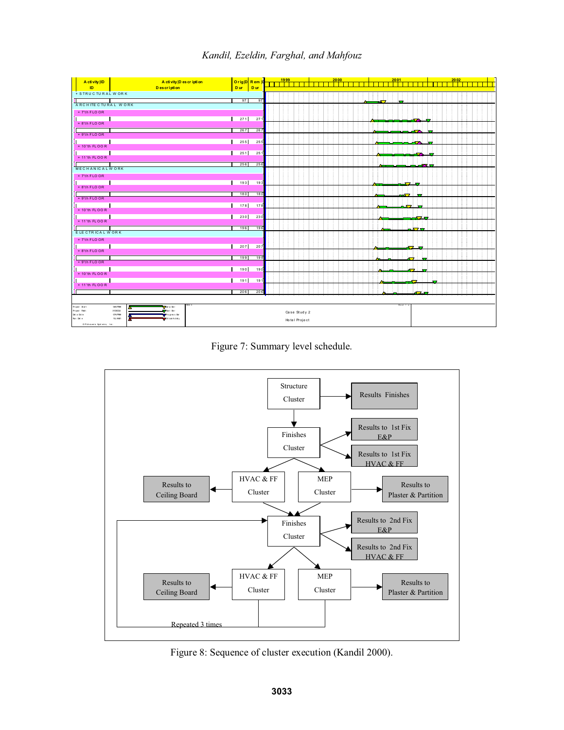Figure 7: Summary level schedule.

Figure 8: Sequence of cluster execution (Kandil 2000).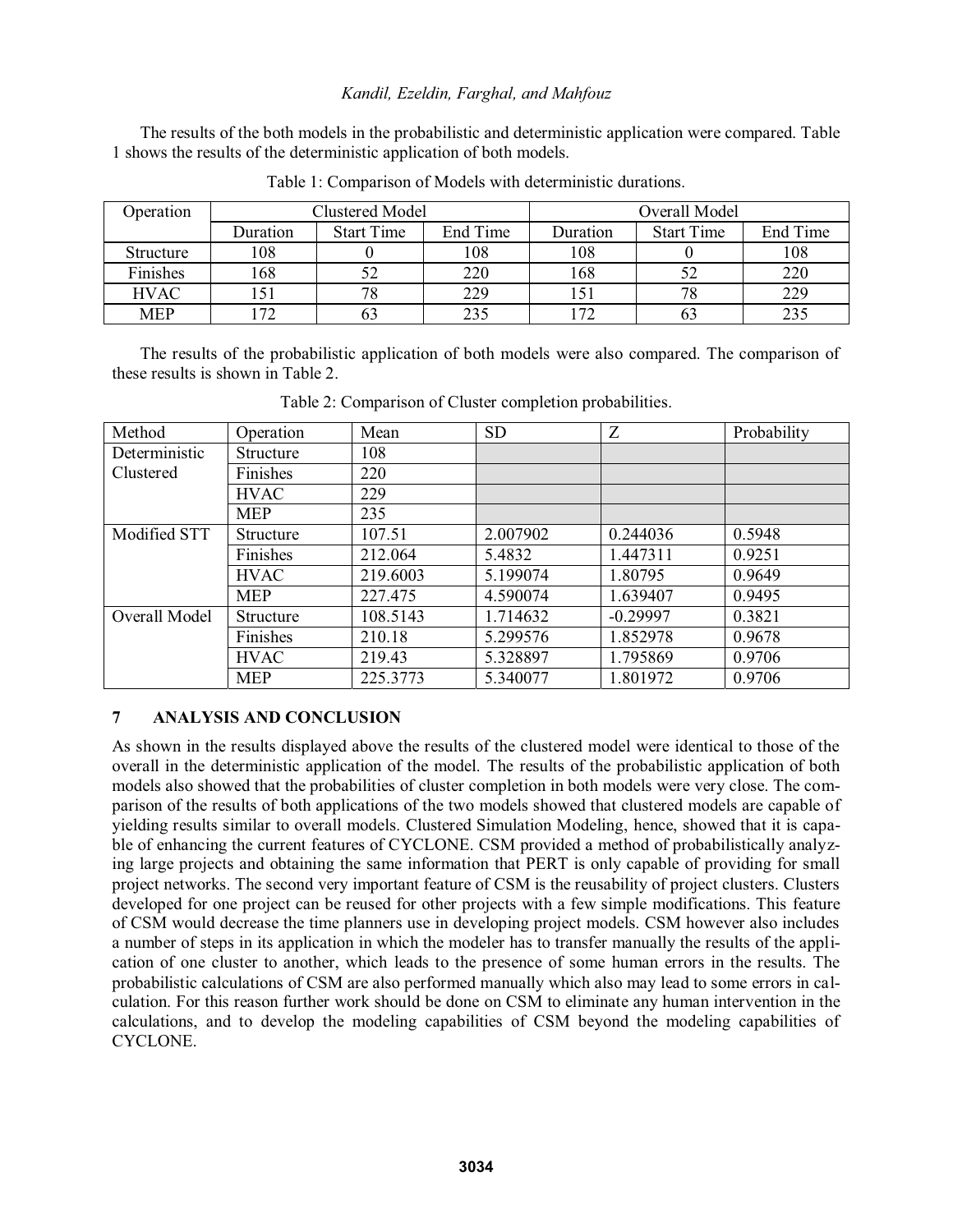The results of the both models in the probabilistic and deterministic application were compared. Table 1 shows the results of the deterministic application of both models.

Table 1: Comparison of Models with deterministic durations.

| Operation | Clustered Model | | | Overall Model | | |
|---|---|---|---|---|---|---|
| | Duration | Start Time | End Time | Duration | Start Time | End Time |
| Structure | 108 | 0 | 108 | 108 | 0 | 108 |
| Finishes | 168 | 52 | 220 | 168 | 52 | 220 |
| HVAC | 151 | 78 | 229 | 151 | 78 | 229 |
| MEP | 172 | 63 | 235 | 172 | 63 | 235 |

The results of the probabilistic application of both models were also compared. The comparison of these results is shown in Table 2.

Table 2: Comparison of Cluster completion probabilities.

| Method | Operation | Mean | SD | Z | Probability |
|---|---|---|---|---|---|
| Deterministic Clustered | Structure | 108 | | | |
| | Finishes | 220 | | | |
| | HVAC | 229 | | | |
| | MEP | 235 | | | |
| Modified STT | Structure | 107.51 | 2.007902 | 0.244036 | 0.5948 |
| | Finishes | 212.064 | 5.4832 | 1.447311 | 0.9251 |
| | HVAC | 219.6003 | 5.199074 | 1.80795 | 0.9649 |
| | MEP | 227.475 | 4.590074 | 1.639407 | 0.9495 |
| Overall Model | Structure | 108.5143 | 1.714632 | -0.29997 | 0.3821 |
| | Finishes | 210.18 | 5.299576 | 1.852978 | 0.9678 |
| | HVAC | 219.43 | 5.328897 | 1.795869 | 0.9706 |
| | MEP | 225.3773 | 5.340077 | 1.801972 | 0.9706 |

## 7 ANALYSIS AND CONCLUSION

As shown in the results displayed above the results of the clustered model were identical to those of the overall in the deterministic application of the model. The results of the probabilistic application of both models also showed that the probabilities of cluster completion in both models were very close. The comparison of the results of both applications of the two models showed that clustered models are capable of yielding results similar to overall models. Clustered Simulation Modeling, hence, showed that it is capable of enhancing the current features of CYCLONE. CSM provided a method of probabilistically analyzing large projects and obtaining the same information that PERT is only capable of providing for small project networks. The second very important feature of CSM is the reusability of project clusters. Clusters developed for one project can be reused for other projects with a few simple modifications. This feature of CSM would decrease the time planners use in developing project models. CSM however also includes a number of steps in its application in which the modeler has to transfer manually the results of the application of one cluster to another, which leads to the presence of some human errors in the results. The probabilistic calculations of CSM are also performed manually which also may lead to some errors in calculation. For this reason further work should be done on CSM to eliminate any human intervention in the calculations, and to develop the modeling capabilities of CSM beyond the modeling capabilities of CYCLONE.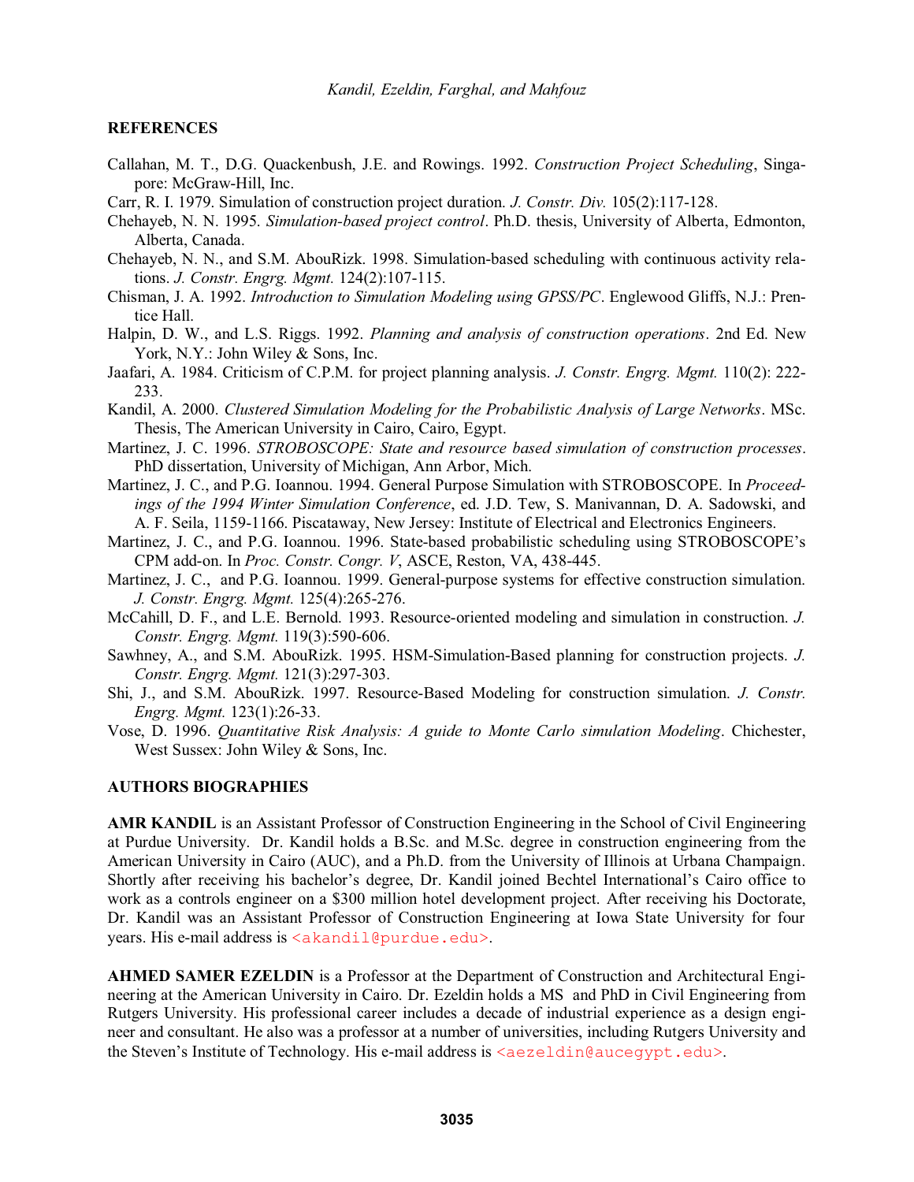## REFERENCES

Callahan, M. T., D.G. Quackenbush, J.E. and Rowings. 1992. *Construction Project Scheduling*, Singapore: McGraw-Hill, Inc.

Carr, R. I. 1979. Simulation of construction project duration. *J. Constr. Div.* 105(2):117-128.

Chehayeb, N. N. 1995. *Simulation-based project control*. Ph.D. thesis, University of Alberta, Edmonton, Alberta, Canada.

Chehayeb, N. N., and S.M. AbouRizk. 1998. Simulation-based scheduling with continuous activity relations. *J. Constr. Engrg. Mgmt.* 124(2):107-115.

Chisman, J. A. 1992. *Introduction to Simulation Modeling using GPSS/PC*. Englewood Gliffs, N.J.: Prentice Hall.

Halpin, D. W., and L.S. Riggs. 1992. *Planning and analysis of construction operations*. 2nd Ed. New York, N.Y.: John Wiley & Sons, Inc.

Jaafari, A. 1984. Criticism of C.P.M. for project planning analysis. *J. Constr. Engrg. Mgmt.* 110(2): 222-233.

Kandil, A. 2000. *Clustered Simulation Modeling for the Probabilistic Analysis of Large Networks*. MSc. Thesis, The American University in Cairo, Cairo, Egypt.

Martinez, J. C. 1996. *STROBOSCOPE: State and resource based simulation of construction processes*. PhD dissertation, University of Michigan, Ann Arbor, Mich.

Martinez, J. C., and P.G. Ioannou. 1994. General Purpose Simulation with STROBOSCOPE. In *Proceedings of the 1994 Winter Simulation Conference*, ed. J.D. Tew, S. Manivannan, D. A. Sadowski, and A. F. Seila, 1159-1166. Piscataway, New Jersey: Institute of Electrical and Electronics Engineers.

Martinez, J. C., and P.G. Ioannou. 1996. State-based probabilistic scheduling using STROBOSCOPE's CPM add-on. In *Proc. Constr. Congr. V*, ASCE, Reston, VA, 438-445.

Martinez, J. C., and P.G. Ioannou. 1999. General-purpose systems for effective construction simulation. *J. Constr. Engrg. Mgmt.* 125(4):265-276.

McCahill, D. F., and L.E. Bernold. 1993. Resource-oriented modeling and simulation in construction. *J. Constr. Engrg. Mgmt.* 119(3):590-606.

Sawhney, A., and S.M. AbouRizk. 1995. HSM-Simulation-Based planning for construction projects. *J. Constr. Engrg. Mgmt.* 121(3):297-303.

Shi, J., and S.M. AbouRizk. 1997. Resource-Based Modeling for construction simulation. *J. Constr. Engrg. Mgmt.* 123(1):26-33.

Vose, D. 1996. *Quantitative Risk Analysis: A guide to Monte Carlo simulation Modeling*. Chichester, West Sussex: John Wiley & Sons, Inc.

## AUTHORS BIOGRAPHIES

**AMR KANDIL** is an Assistant Professor of Construction Engineering in the School of Civil Engineering at Purdue University. Dr. Kandil holds a B.Sc. and M.Sc. degree in construction engineering from the American University in Cairo (AUC), and a Ph.D. from the University of Illinois at Urbana Champaign. Shortly after receiving his bachelor's degree, Dr. Kandil joined Bechtel International's Cairo office to work as a controls engineer on a $300 million hotel development project. After receiving his Doctorate, Dr. Kandil was an Assistant Professor of Construction Engineering at Iowa State University for four years. His e-mail address is <akandil@purdue.edu>.

**AHMED SAMER EZELDIN** is a Professor at the Department of Construction and Architectural Engineering at the American University in Cairo. Dr. Ezeldin holds a MS and PhD in Civil Engineering from Rutgers University. His professional career includes a decade of industrial experience as a design engineer and consultant. He also was a professor at a number of universities, including Rutgers University and the Steven's Institute of Technology. His e-mail address is <aezeldin@aucegypt.edu>.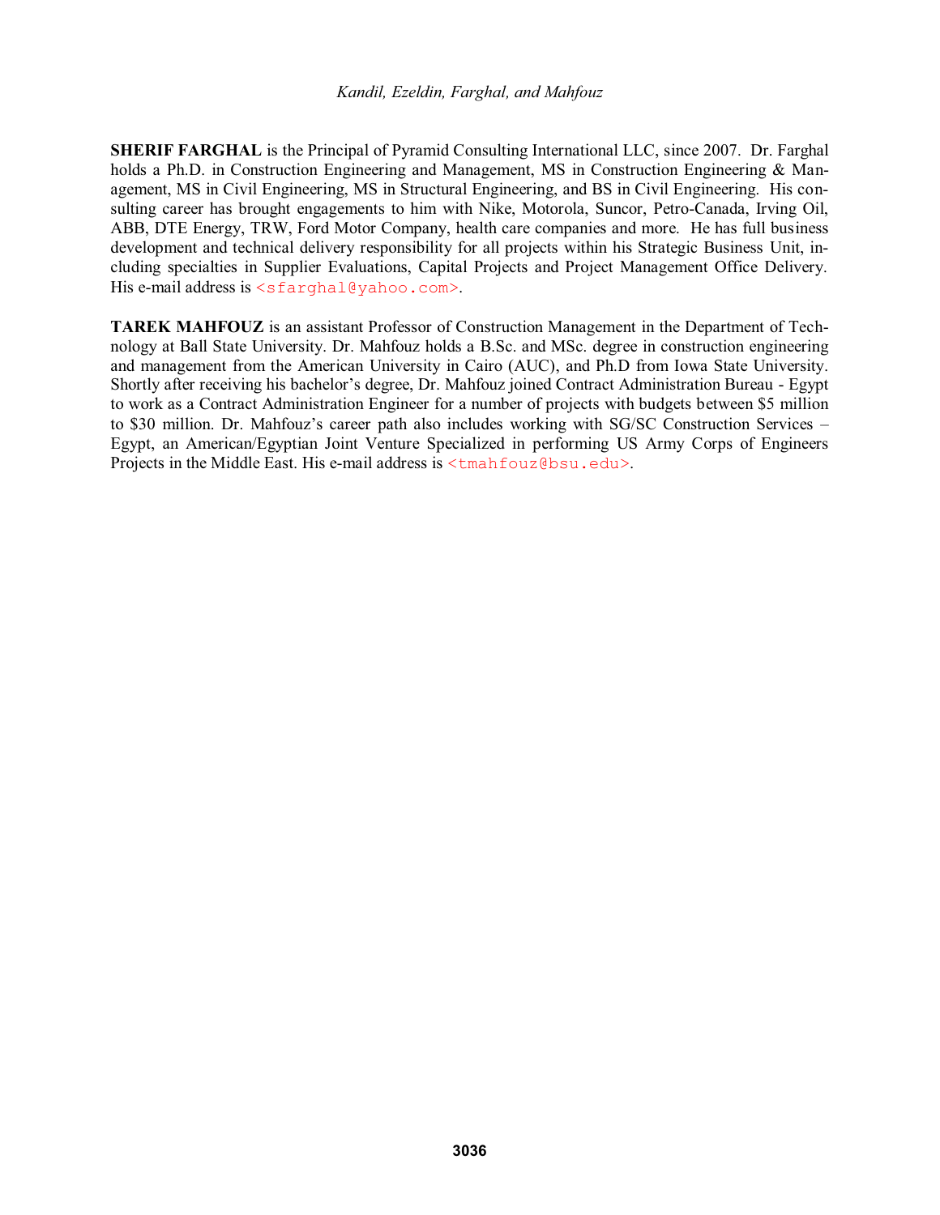**SHERIF FARGHAL** is the Principal of Pyramid Consulting International LLC, since 2007. Dr. Farghal holds a Ph.D. in Construction Engineering and Management, MS in Construction Engineering & Management, MS in Civil Engineering, MS in Structural Engineering, and BS in Civil Engineering. His consulting career has brought engagements to him with Nike, Motorola, Suncor, Petro-Canada, Irving Oil, ABB, DTE Energy, TRW, Ford Motor Company, health care companies and more. He has full business development and technical delivery responsibility for all projects within his Strategic Business Unit, including specialties in Supplier Evaluations, Capital Projects and Project Management Office Delivery. His e-mail address is <sfarghal@yahoo.com>.

**TAREK MAHFOUZ** is an assistant Professor of Construction Management in the Department of Technology at Ball State University. Dr. Mahfouz holds a B.Sc. and MSc. degree in construction engineering and management from the American University in Cairo (AUC), and Ph.D from Iowa State University. Shortly after receiving his bachelor's degree, Dr. Mahfouz joined Contract Administration Bureau - Egypt to work as a Contract Administration Engineer for a number of projects with budgets between $5 million to $30 million. Dr. Mahfouz's career path also includes working with SG/SC Construction Services – Egypt, an American/Egyptian Joint Venture Specialized in performing US Army Corps of Engineers Projects in the Middle East. His e-mail address is <tmahfouz@bsu.edu>.